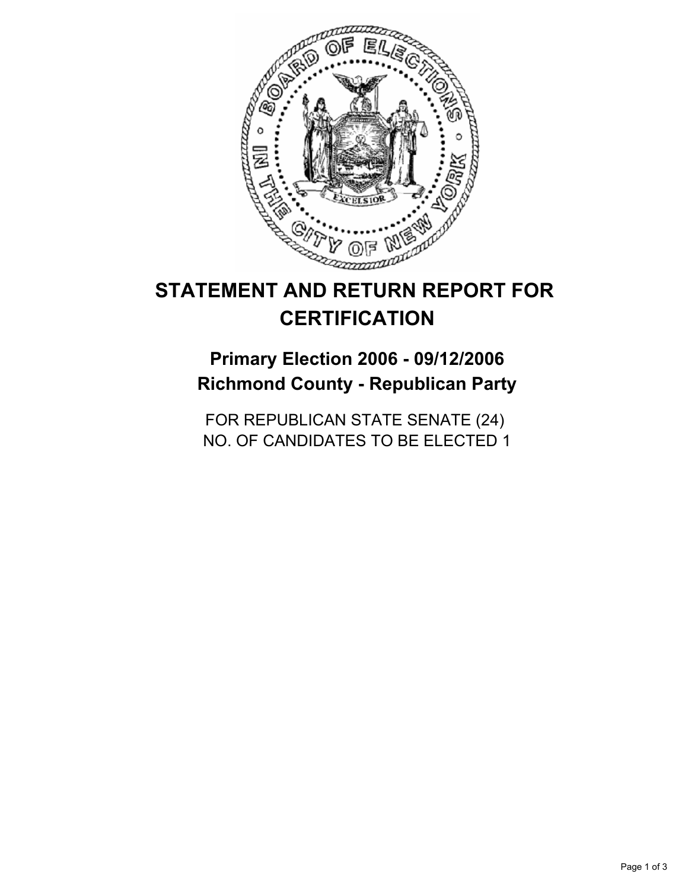# STATEMENT AND RETURN REPORT FOR CERTIFICATION

## Primary Election 2006 - 09/12/2006
## Richmond County - Republican Party

FOR REPUBLICAN STATE SENATE (24)
NO. OF CANDIDATES TO BE ELECTED 1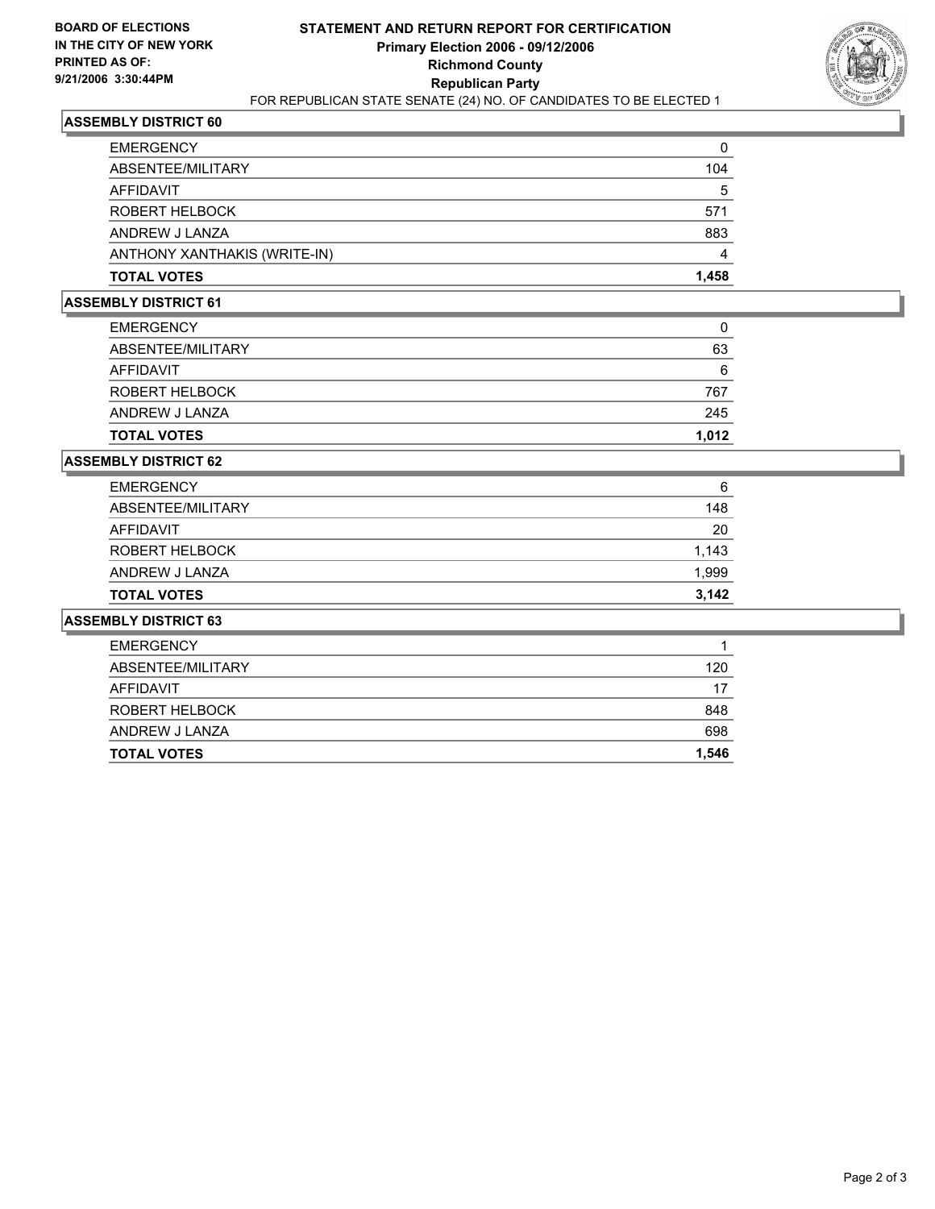**BOARD OF ELECTIONS IN THE CITY OF NEW YORK PRINTED AS OF: 9/21/2006 3:30:44PM**

# STATEMENT AND RETURN REPORT FOR CERTIFICATION
## Primary Election 2006 - 09/12/2006
## Richmond County
## Republican Party
FOR REPUBLICAN STATE SENATE (24) NO. OF CANDIDATES TO BE ELECTED 1

### ASSEMBLY DISTRICT 60

| | |
|---|---|
| EMERGENCY | 0 |
| ABSENTEE/MILITARY | 104 |
| AFFIDAVIT | 5 |
| ROBERT HELBOCK | 571 |
| ANDREW J LANZA | 883 |
| ANTHONY XANTHAKIS (WRITE-IN) | 4 |
| **TOTAL VOTES** | **1,458** |

### ASSEMBLY DISTRICT 61

| | |
|---|---|
| EMERGENCY | 0 |
| ABSENTEE/MILITARY | 63 |
| AFFIDAVIT | 6 |
| ROBERT HELBOCK | 767 |
| ANDREW J LANZA | 245 |
| **TOTAL VOTES** | **1,012** |

### ASSEMBLY DISTRICT 62

| | |
|---|---|
| EMERGENCY | 6 |
| ABSENTEE/MILITARY | 148 |
| AFFIDAVIT | 20 |
| ROBERT HELBOCK | 1,143 |
| ANDREW J LANZA | 1,999 |
| **TOTAL VOTES** | **3,142** |

### ASSEMBLY DISTRICT 63

| | |
|---|---|
| EMERGENCY | 1 |
| ABSENTEE/MILITARY | 120 |
| AFFIDAVIT | 17 |
| ROBERT HELBOCK | 848 |
| ANDREW J LANZA | 698 |
| **TOTAL VOTES** | **1,546** |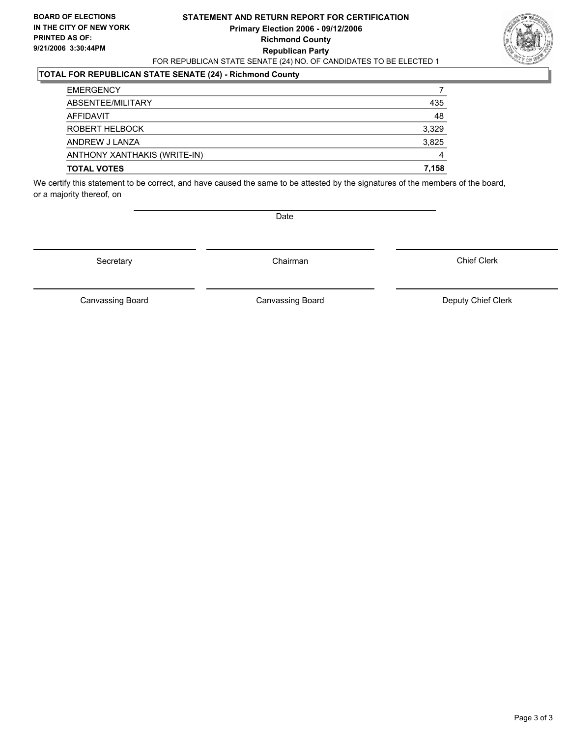**BOARD OF ELECTIONS IN THE CITY OF NEW YORK PRINTED AS OF: 9/21/2006 3:30:44PM**

# STATEMENT AND RETURN REPORT FOR CERTIFICATION

**Primary Election 2006 - 09/12/2006**

**Richmond County**

**Republican Party**

FOR REPUBLICAN STATE SENATE (24) NO. OF CANDIDATES TO BE ELECTED 1

## TOTAL FOR REPUBLICAN STATE SENATE (24) - Richmond County

| | |
|---|---|
| EMERGENCY | 7 |
| ABSENTEE/MILITARY | 435 |
| AFFIDAVIT | 48 |
| ROBERT HELBOCK | 3,329 |
| ANDREW J LANZA | 3,825 |
| ANTHONY XANTHAKIS (WRITE-IN) | 4 |
| **TOTAL VOTES** | **7,158** |

We certify this statement to be correct, and have caused the same to be attested by the signatures of the members of the board, or a majority thereof, on

Date

Secretary

Chairman

Chief Clerk

Canvassing Board

Canvassing Board

Deputy Chief Clerk